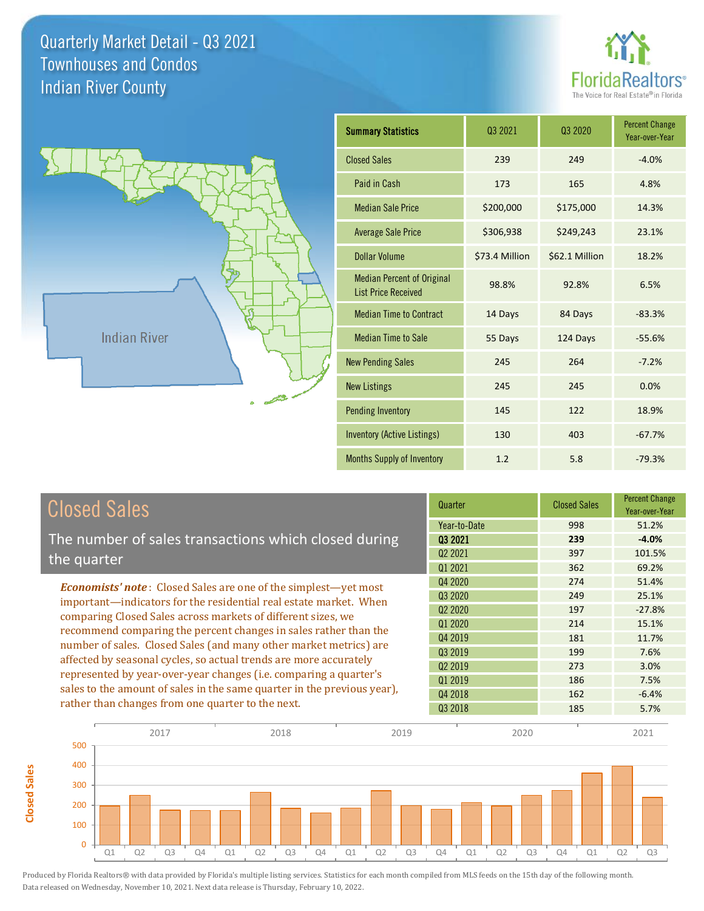# Quarterly Market Detail - Q3 2021
## Townhouses and Condos
## Indian River County

FloridaRealtors®
The Voice for Real Estate® in Florida

Indian River

| Summary Statistics | Q3 2021 | Q3 2020 | Percent Change Year-over-Year |
|---|---|---|---|
| Closed Sales | 239 | 249 | -4.0% |
| Paid in Cash | 173 | 165 | 4.8% |
| Median Sale Price | $200,000 | $175,000 | 14.3% |
| Average Sale Price | $306,938 | $249,243 | 23.1% |
| Dollar Volume | $73.4 Million | $62.1 Million | 18.2% |
| Median Percent of Original List Price Received | 98.8% | 92.8% | 6.5% |
| Median Time to Contract | 14 Days | 84 Days | -83.3% |
| Median Time to Sale | 55 Days | 124 Days | -55.6% |
| New Pending Sales | 245 | 264 | -7.2% |
| New Listings | 245 | 245 | 0.0% |
| Pending Inventory | 145 | 122 | 18.9% |
| Inventory (Active Listings) | 130 | 403 | -67.7% |
| Months Supply of Inventory | 1.2 | 5.8 | -79.3% |

## Closed Sales

The number of sales transactions which closed during the quarter

***Economists' note***: Closed Sales are one of the simplest—yet most important—indicators for the residential real estate market. When comparing Closed Sales across markets of different sizes, we recommend comparing the percent changes in sales rather than the number of sales. Closed Sales (and many other market metrics) are affected by seasonal cycles, so actual trends are more accurately represented by year-over-year changes (i.e. comparing a quarter's sales to the amount of sales in the same quarter in the previous year), rather than changes from one quarter to the next.

| Quarter | Closed Sales | Percent Change Year-over-Year |
|---|---|---|
| Year-to-Date | 998 | 51.2% |
| **Q3 2021** | **239** | **-4.0%** |
| Q2 2021 | 397 | 101.5% |
| Q1 2021 | 362 | 69.2% |
| Q4 2020 | 274 | 51.4% |
| Q3 2020 | 249 | 25.1% |
| Q2 2020 | 197 | -27.8% |
| Q1 2020 | 214 | 15.1% |
| Q4 2019 | 181 | 11.7% |
| Q3 2019 | 199 | 7.6% |
| Q2 2019 | 273 | 3.0% |
| Q1 2019 | 186 | 7.5% |
| Q4 2018 | 162 | -6.4% |
| Q3 2018 | 185 | 5.7% |

Produced by Florida Realtors® with data provided by Florida's multiple listing services. Statistics for each month compiled from MLS feeds on the 15th day of the following month. Data released on Wednesday, November 10, 2021. Next data release is Thursday, February 10, 2022.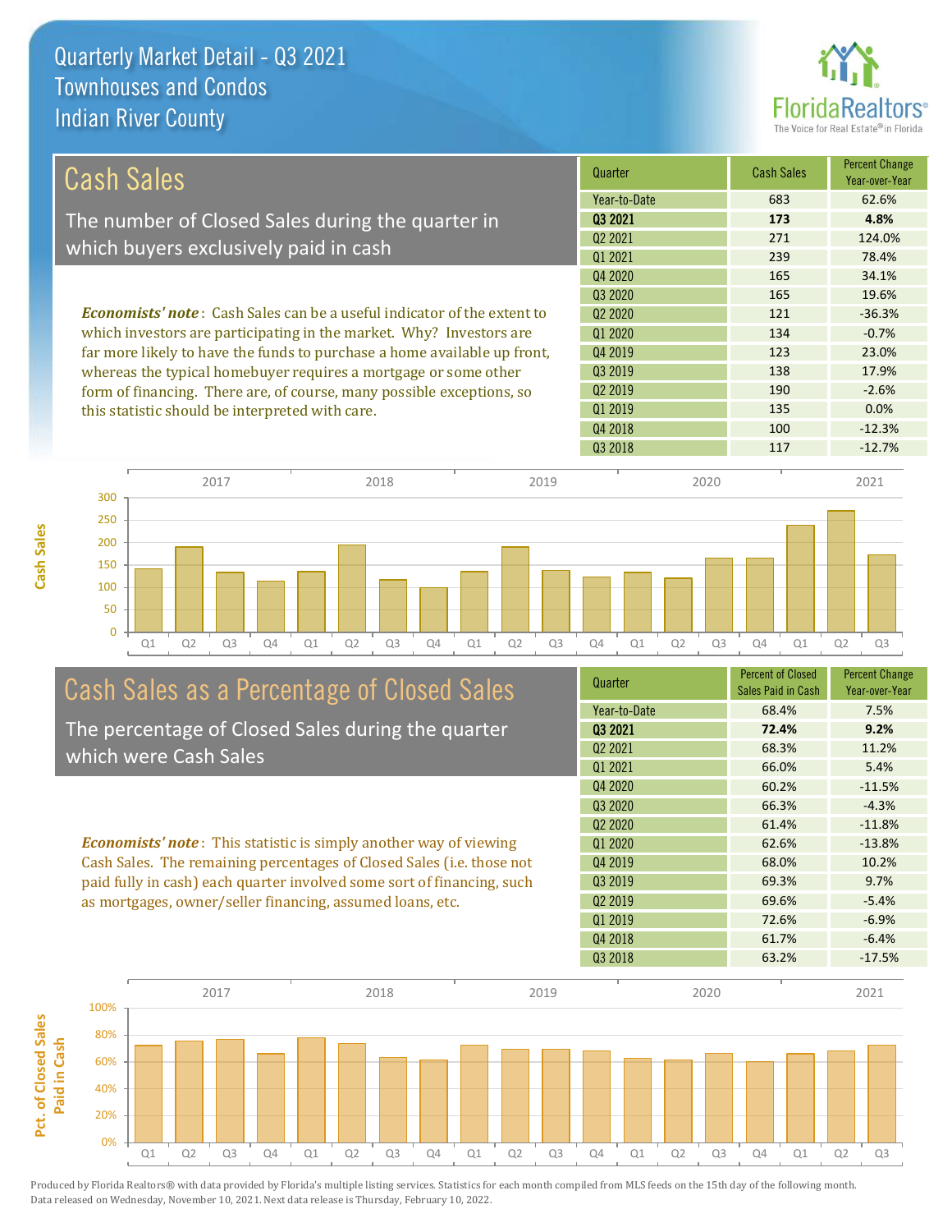# Quarterly Market Detail - Q3 2021
## Townhouses and Condos
## Indian River County

## Cash Sales

The number of Closed Sales during the quarter in which buyers exclusively paid in cash

*Economists' note*: Cash Sales can be a useful indicator of the extent to which investors are participating in the market. Why? Investors are far more likely to have the funds to purchase a home available up front, whereas the typical homebuyer requires a mortgage or some other form of financing. There are, of course, many possible exceptions, so this statistic should be interpreted with care.

| Quarter | Cash Sales | Percent Change Year-over-Year |
|---|---|---|
| Year-to-Date | 683 | 62.6% |
| **Q3 2021** | **173** | **4.8%** |
| Q2 2021 | 271 | 124.0% |
| Q1 2021 | 239 | 78.4% |
| Q4 2020 | 165 | 34.1% |
| Q3 2020 | 165 | 19.6% |
| Q2 2020 | 121 | -36.3% |
| Q1 2020 | 134 | -0.7% |
| Q4 2019 | 123 | 23.0% |
| Q3 2019 | 138 | 17.9% |
| Q2 2019 | 190 | -2.6% |
| Q1 2019 | 135 | 0.0% |
| Q4 2018 | 100 | -12.3% |
| Q3 2018 | 117 | -12.7% |

## Cash Sales as a Percentage of Closed Sales

The percentage of Closed Sales during the quarter which were Cash Sales

*Economists' note*: This statistic is simply another way of viewing Cash Sales. The remaining percentages of Closed Sales (i.e. those not paid fully in cash) each quarter involved some sort of financing, such as mortgages, owner/seller financing, assumed loans, etc.

| Quarter | Percent of Closed Sales Paid in Cash | Percent Change Year-over-Year |
|---|---|---|
| Year-to-Date | 68.4% | 7.5% |
| **Q3 2021** | **72.4%** | **9.2%** |
| Q2 2021 | 68.3% | 11.2% |
| Q1 2021 | 66.0% | 5.4% |
| Q4 2020 | 60.2% | -11.5% |
| Q3 2020 | 66.3% | -4.3% |
| Q2 2020 | 61.4% | -11.8% |
| Q1 2020 | 62.6% | -13.8% |
| Q4 2019 | 68.0% | 10.2% |
| Q3 2019 | 69.3% | 9.7% |
| Q2 2019 | 69.6% | -5.4% |
| Q1 2019 | 72.6% | -6.9% |
| Q4 2018 | 61.7% | -6.4% |
| Q3 2018 | 63.2% | -17.5% |

Produced by Florida Realtors® with data provided by Florida's multiple listing services. Statistics for each month compiled from MLS feeds on the 15th day of the following month. Data released on Wednesday, November 10, 2021. Next data release is Thursday, February 10, 2022.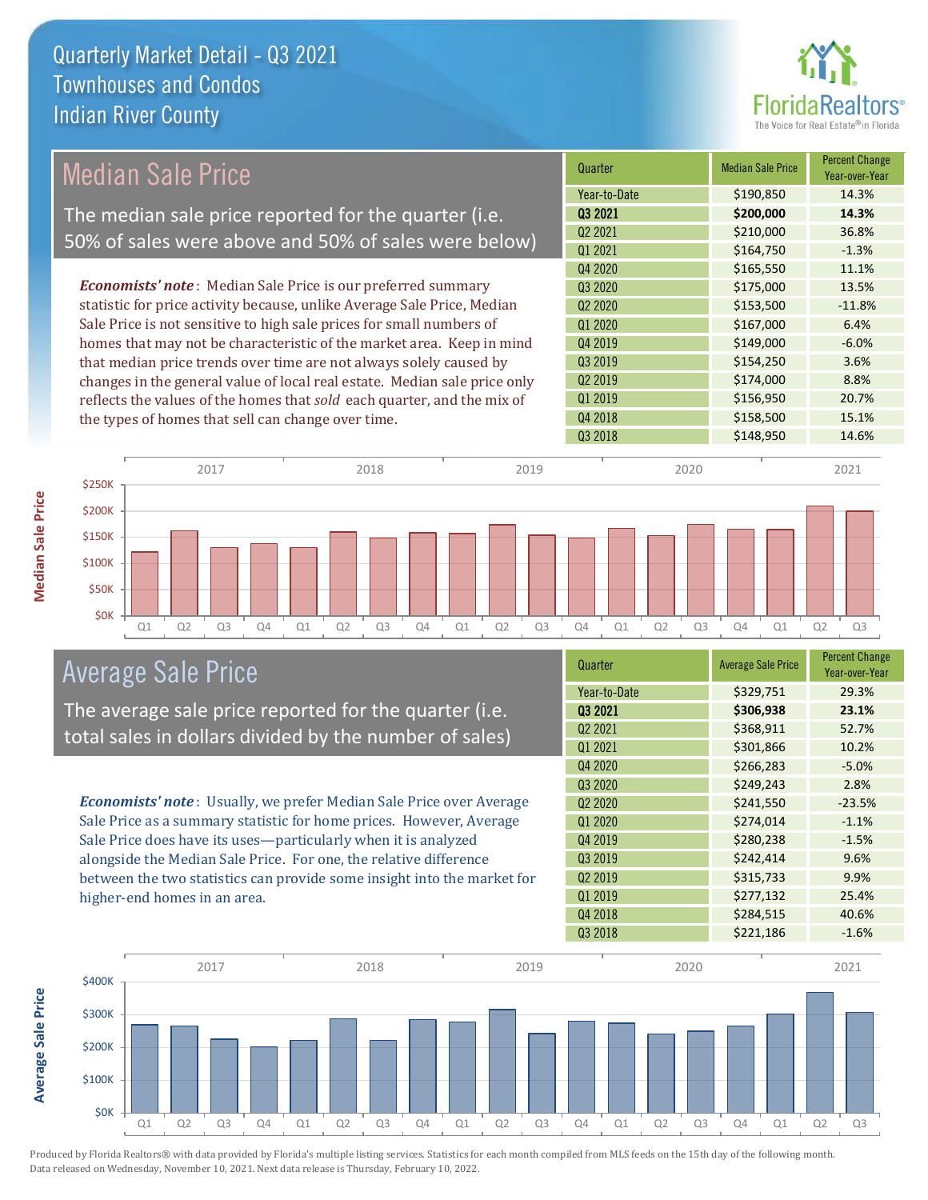# Quarterly Market Detail - Q3 2021
## Townhouses and Condos
## Indian River County

## Median Sale Price

The median sale price reported for the quarter (i.e. 50% of sales were above and 50% of sales were below)

***Economists' note***: Median Sale Price is our preferred summary statistic for price activity because, unlike Average Sale Price, Median Sale Price is not sensitive to high sale prices for small numbers of homes that may not be characteristic of the market area. Keep in mind that median price trends over time are not always solely caused by changes in the general value of local real estate. Median sale price only reflects the values of the homes that *sold* each quarter, and the mix of the types of homes that sell can change over time.

| Quarter | Median Sale Price | Percent Change Year-over-Year |
|---|---|---|
| Year-to-Date | $190,850 | 14.3% |
| **Q3 2021** | **$200,000** | **14.3%** |
| Q2 2021 | $210,000 | 36.8% |
| Q1 2021 | $164,750 | -1.3% |
| Q4 2020 | $165,550 | 11.1% |
| Q3 2020 | $175,000 | 13.5% |
| Q2 2020 | $153,500 | -11.8% |
| Q1 2020 | $167,000 | 6.4% |
| Q4 2019 | $149,000 | -6.0% |
| Q3 2019 | $154,250 | 3.6% |
| Q2 2019 | $174,000 | 8.8% |
| Q1 2019 | $156,950 | 20.7% |
| Q4 2018 | $158,500 | 15.1% |
| Q3 2018 | $148,950 | 14.6% |

## Average Sale Price

The average sale price reported for the quarter (i.e. total sales in dollars divided by the number of sales)

***Economists' note***: Usually, we prefer Median Sale Price over Average Sale Price as a summary statistic for home prices. However, Average Sale Price does have its uses—particularly when it is analyzed alongside the Median Sale Price. For one, the relative difference between the two statistics can provide some insight into the market for higher-end homes in an area.

| Quarter | Average Sale Price | Percent Change Year-over-Year |
|---|---|---|
| Year-to-Date | $329,751 | 29.3% |
| **Q3 2021** | **$306,938** | **23.1%** |
| Q2 2021 | $368,911 | 52.7% |
| Q1 2021 | $301,866 | 10.2% |
| Q4 2020 | $266,283 | -5.0% |
| Q3 2020 | $249,243 | 2.8% |
| Q2 2020 | $241,550 | -23.5% |
| Q1 2020 | $274,014 | -1.1% |
| Q4 2019 | $280,238 | -1.5% |
| Q3 2019 | $242,414 | 9.6% |
| Q2 2019 | $315,733 | 9.9% |
| Q1 2019 | $277,132 | 25.4% |
| Q4 2018 | $284,515 | 40.6% |
| Q3 2018 | $221,186 | -1.6% |

Produced by Florida Realtors® with data provided by Florida's multiple listing services. Statistics for each month compiled from MLS feeds on the 15th day of the following month. Data released on Wednesday, November 10, 2021. Next data release is Thursday, February 10, 2022.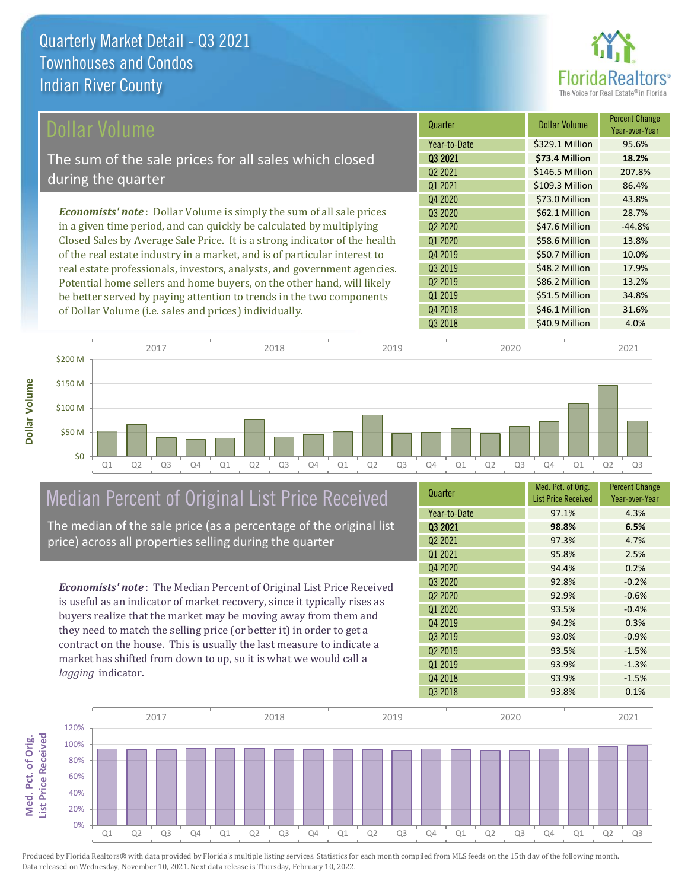# Quarterly Market Detail - Q3 2021
## Townhouses and Condos
## Indian River County

## Dollar Volume

The sum of the sale prices for all sales which closed during the quarter

*Economists' note*: Dollar Volume is simply the sum of all sale prices in a given time period, and can quickly be calculated by multiplying Closed Sales by Average Sale Price. It is a strong indicator of the health of the real estate industry in a market, and is of particular interest to real estate professionals, investors, analysts, and government agencies. Potential home sellers and home buyers, on the other hand, will likely be better served by paying attention to trends in the two components of Dollar Volume (i.e. sales and prices) individually.

| Quarter | Dollar Volume | Percent Change Year-over-Year |
|---|---|---|
| Year-to-Date | $329.1 Million | 95.6% |
| **Q3 2021** | **$73.4 Million** | **18.2%** |
| Q2 2021 | $146.5 Million | 207.8% |
| Q1 2021 | $109.3 Million | 86.4% |
| Q4 2020 | $73.0 Million | 43.8% |
| Q3 2020 | $62.1 Million | 28.7% |
| Q2 2020 | $47.6 Million | -44.8% |
| Q1 2020 | $58.6 Million | 13.8% |
| Q4 2019 | $50.7 Million | 10.0% |
| Q3 2019 | $48.2 Million | 17.9% |
| Q2 2019 | $86.2 Million | 13.2% |
| Q1 2019 | $51.5 Million | 34.8% |
| Q4 2018 | $46.1 Million | 31.6% |
| Q3 2018 | $40.9 Million | 4.0% |

## Median Percent of Original List Price Received

The median of the sale price (as a percentage of the original list price) across all properties selling during the quarter

*Economists' note*: The Median Percent of Original List Price Received is useful as an indicator of market recovery, since it typically rises as buyers realize that the market may be moving away from them and they need to match the selling price (or better it) in order to get a contract on the house. This is usually the last measure to indicate a market has shifted from down to up, so it is what we would call a *lagging* indicator.

| Quarter | Med. Pct. of Orig. List Price Received | Percent Change Year-over-Year |
|---|---|---|
| Year-to-Date | 97.1% | 4.3% |
| **Q3 2021** | **98.8%** | **6.5%** |
| Q2 2021 | 97.3% | 4.7% |
| Q1 2021 | 95.8% | 2.5% |
| Q4 2020 | 94.4% | 0.2% |
| Q3 2020 | 92.8% | -0.2% |
| Q2 2020 | 92.9% | -0.6% |
| Q1 2020 | 93.5% | -0.4% |
| Q4 2019 | 94.2% | 0.3% |
| Q3 2019 | 93.0% | -0.9% |
| Q2 2019 | 93.5% | -1.5% |
| Q1 2019 | 93.9% | -1.3% |
| Q4 2018 | 93.9% | -1.5% |
| Q3 2018 | 93.8% | 0.1% |

Produced by Florida Realtors® with data provided by Florida's multiple listing services. Statistics for each month compiled from MLS feeds on the 15th day of the following month. Data released on Wednesday, November 10, 2021. Next data release is Thursday, February 10, 2022.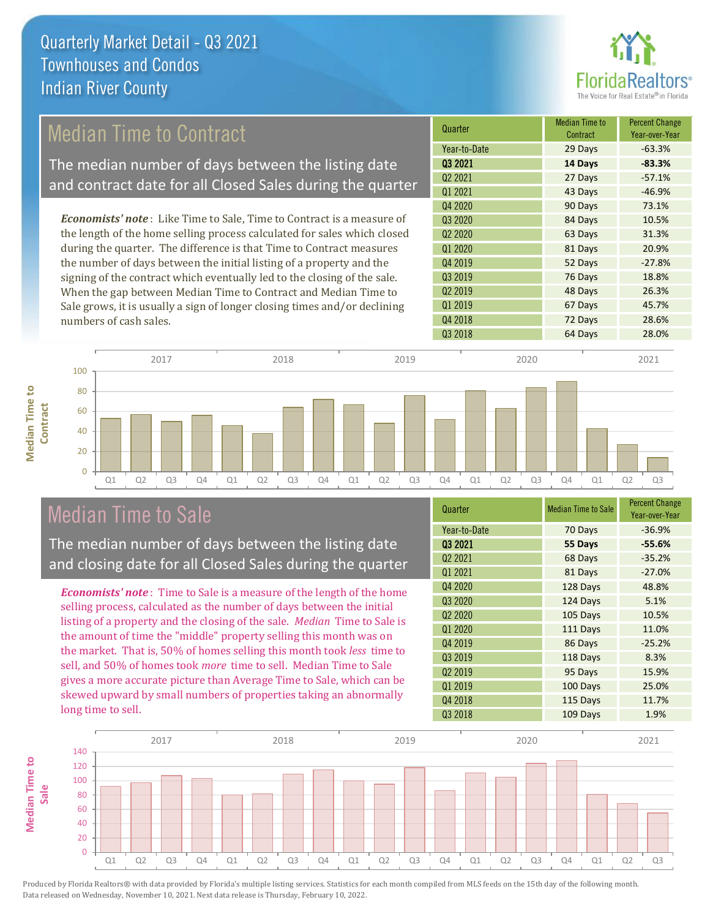Quarterly Market Detail - Q3 2021
Townhouses and Condos
Indian River County

## Median Time to Contract

The median number of days between the listing date and contract date for all Closed Sales during the quarter

*Economists' note*: Like Time to Sale, Time to Contract is a measure of the length of the home selling process calculated for sales which closed during the quarter. The difference is that Time to Contract measures the number of days between the initial listing of a property and the signing of the contract which eventually led to the closing of the sale. When the gap between Median Time to Contract and Median Time to Sale grows, it is usually a sign of longer closing times and/or declining numbers of cash sales.

| Quarter | Median Time to Contract | Percent Change Year-over-Year |
|---|---|---|
| Year-to-Date | 29 Days | -63.3% |
| **Q3 2021** | **14 Days** | **-83.3%** |
| Q2 2021 | 27 Days | -57.1% |
| Q1 2021 | 43 Days | -46.9% |
| Q4 2020 | 90 Days | 73.1% |
| Q3 2020 | 84 Days | 10.5% |
| Q2 2020 | 63 Days | 31.3% |
| Q1 2020 | 81 Days | 20.9% |
| Q4 2019 | 52 Days | -27.8% |
| Q3 2019 | 76 Days | 18.8% |
| Q2 2019 | 48 Days | 26.3% |
| Q1 2019 | 67 Days | 45.7% |
| Q4 2018 | 72 Days | 28.6% |
| Q3 2018 | 64 Days | 28.0% |

## Median Time to Sale

The median number of days between the listing date and closing date for all Closed Sales during the quarter

*Economists' note*: Time to Sale is a measure of the length of the home selling process, calculated as the number of days between the initial listing of a property and the closing of the sale. *Median* Time to Sale is the amount of time the "middle" property selling this month was on the market. That is, 50% of homes selling this month took *less* time to sell, and 50% of homes took *more* time to sell. Median Time to Sale gives a more accurate picture than Average Time to Sale, which can be skewed upward by small numbers of properties taking an abnormally long time to sell.

| Quarter | Median Time to Sale | Percent Change Year-over-Year |
|---|---|---|
| Year-to-Date | 70 Days | -36.9% |
| **Q3 2021** | **55 Days** | **-55.6%** |
| Q2 2021 | 68 Days | -35.2% |
| Q1 2021 | 81 Days | -27.0% |
| Q4 2020 | 128 Days | 48.8% |
| Q3 2020 | 124 Days | 5.1% |
| Q2 2020 | 105 Days | 10.5% |
| Q1 2020 | 111 Days | 11.0% |
| Q4 2019 | 86 Days | -25.2% |
| Q3 2019 | 118 Days | 8.3% |
| Q2 2019 | 95 Days | 15.9% |
| Q1 2019 | 100 Days | 25.0% |
| Q4 2018 | 115 Days | 11.7% |
| Q3 2018 | 109 Days | 1.9% |

Produced by Florida Realtors® with data provided by Florida's multiple listing services. Statistics for each month compiled from MLS feeds on the 15th day of the following month. Data released on Wednesday, November 10, 2021. Next data release is Thursday, February 10, 2022.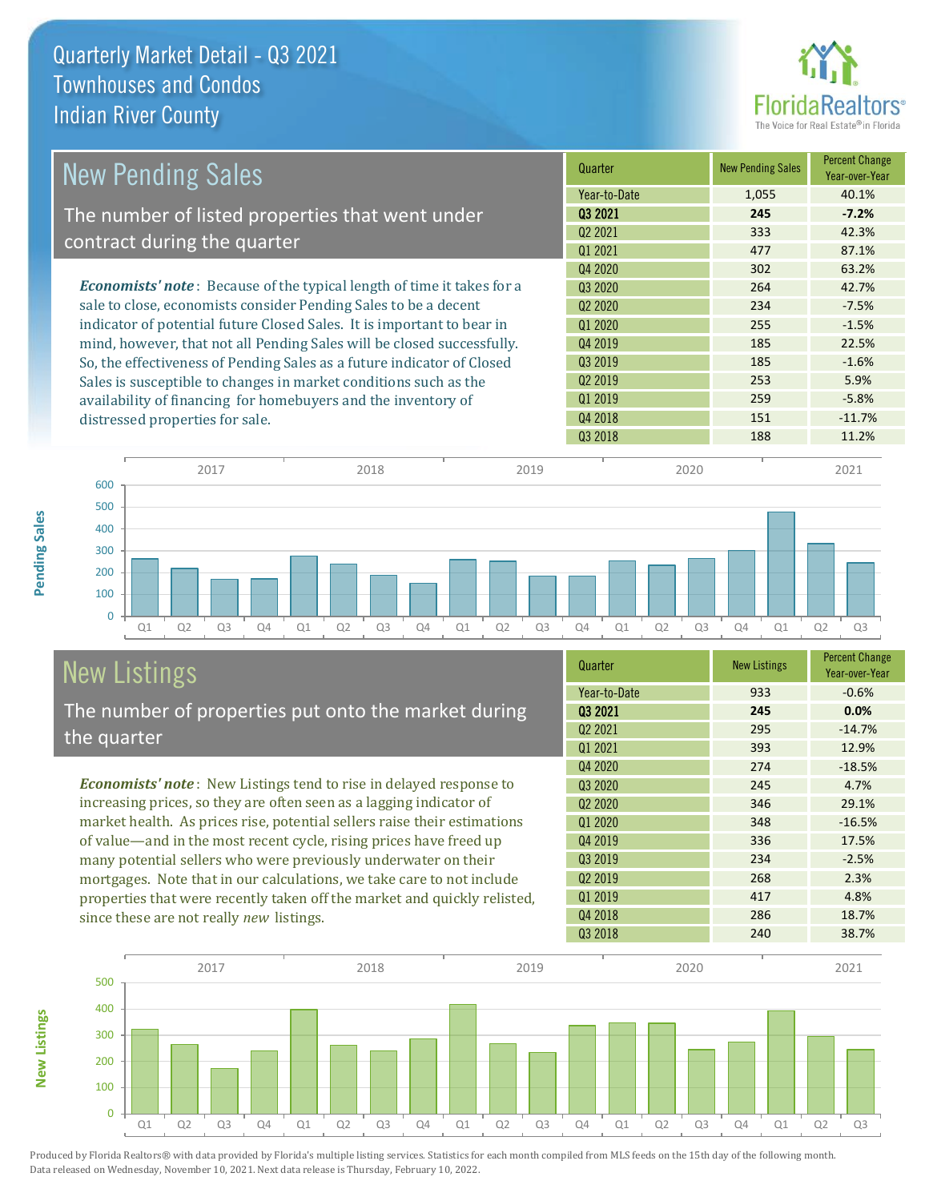# Quarterly Market Detail - Q3 2021
## Townhouses and Condos
## Indian River County

## New Pending Sales

The number of listed properties that went under contract during the quarter

*Economists' note*: Because of the typical length of time it takes for a sale to close, economists consider Pending Sales to be a decent indicator of potential future Closed Sales. It is important to bear in mind, however, that not all Pending Sales will be closed successfully. So, the effectiveness of Pending Sales as a future indicator of Closed Sales is susceptible to changes in market conditions such as the availability of financing for homebuyers and the inventory of distressed properties for sale.

| Quarter | New Pending Sales | Percent Change Year-over-Year |
|---|---|---|
| Year-to-Date | 1,055 | 40.1% |
| **Q3 2021** | **245** | **-7.2%** |
| Q2 2021 | 333 | 42.3% |
| Q1 2021 | 477 | 87.1% |
| Q4 2020 | 302 | 63.2% |
| Q3 2020 | 264 | 42.7% |
| Q2 2020 | 234 | -7.5% |
| Q1 2020 | 255 | -1.5% |
| Q4 2019 | 185 | 22.5% |
| Q3 2019 | 185 | -1.6% |
| Q2 2019 | 253 | 5.9% |
| Q1 2019 | 259 | -5.8% |
| Q4 2018 | 151 | -11.7% |
| Q3 2018 | 188 | 11.2% |

## New Listings

The number of properties put onto the market during the quarter

*Economists' note*: New Listings tend to rise in delayed response to increasing prices, so they are often seen as a lagging indicator of market health. As prices rise, potential sellers raise their estimations of value—and in the most recent cycle, rising prices have freed up many potential sellers who were previously underwater on their mortgages. Note that in our calculations, we take care to not include properties that were recently taken off the market and quickly relisted, since these are not really *new* listings.

| Quarter | New Listings | Percent Change Year-over-Year |
|---|---|---|
| Year-to-Date | 933 | -0.6% |
| **Q3 2021** | **245** | **0.0%** |
| Q2 2021 | 295 | -14.7% |
| Q1 2021 | 393 | 12.9% |
| Q4 2020 | 274 | -18.5% |
| Q3 2020 | 245 | 4.7% |
| Q2 2020 | 346 | 29.1% |
| Q1 2020 | 348 | -16.5% |
| Q4 2019 | 336 | 17.5% |
| Q3 2019 | 234 | -2.5% |
| Q2 2019 | 268 | 2.3% |
| Q1 2019 | 417 | 4.8% |
| Q4 2018 | 286 | 18.7% |
| Q3 2018 | 240 | 38.7% |

Produced by Florida Realtors® with data provided by Florida's multiple listing services. Statistics for each month compiled from MLS feeds on the 15th day of the following month. Data released on Wednesday, November 10, 2021. Next data release is Thursday, February 10, 2022.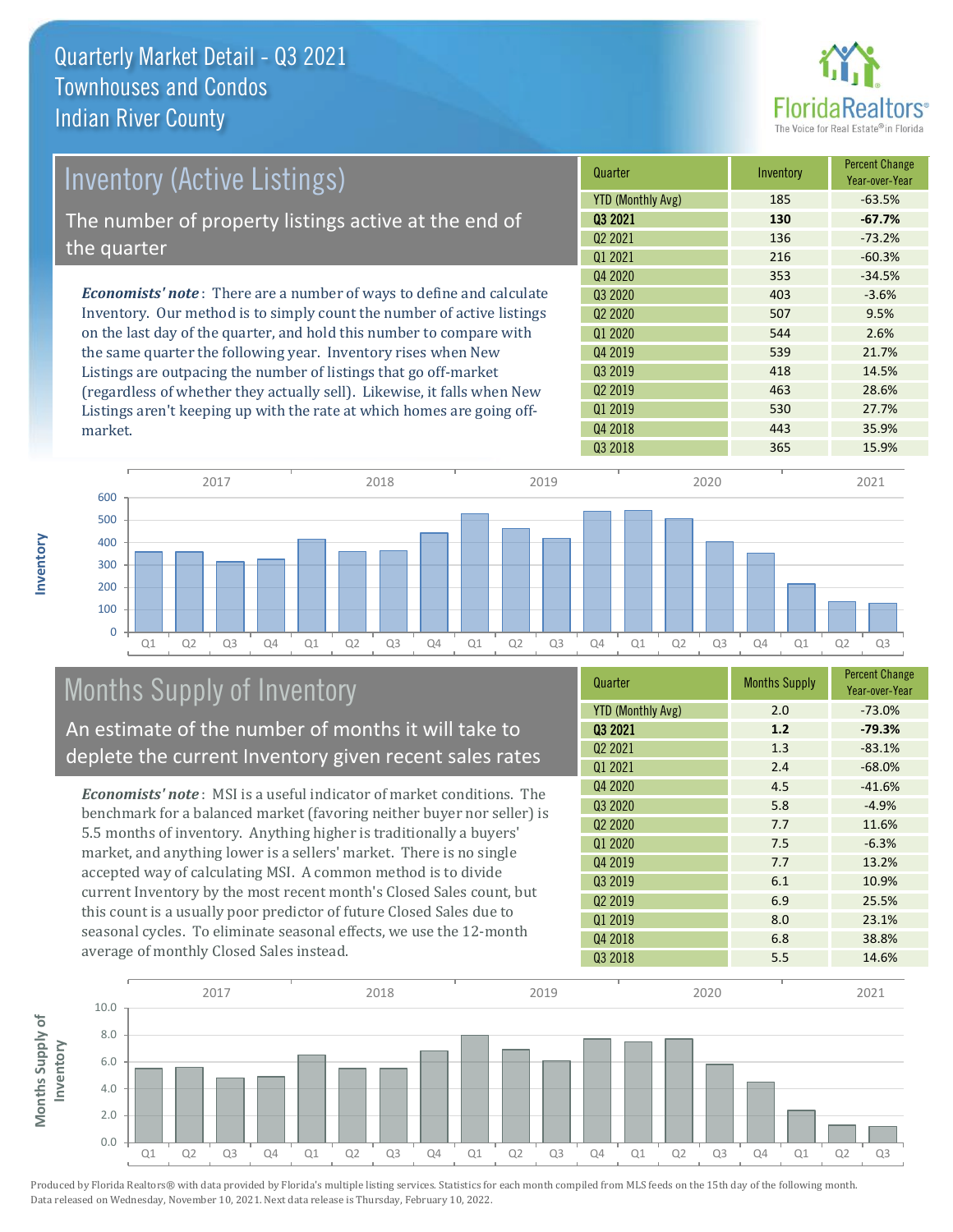# Quarterly Market Detail - Q3 2021
## Townhouses and Condos
## Indian River County

## Inventory (Active Listings)

The number of property listings active at the end of the quarter

***Economists' note*** : There are a number of ways to define and calculate Inventory. Our method is to simply count the number of active listings on the last day of the quarter, and hold this number to compare with the same quarter the following year. Inventory rises when New Listings are outpacing the number of listings that go off-market (regardless of whether they actually sell). Likewise, it falls when New Listings aren't keeping up with the rate at which homes are going off-market.

| Quarter | Inventory | Percent Change Year-over-Year |
|---|---|---|
| YTD (Monthly Avg) | 185 | -63.5% |
| **Q3 2021** | **130** | **-67.7%** |
| Q2 2021 | 136 | -73.2% |
| Q1 2021 | 216 | -60.3% |
| Q4 2020 | 353 | -34.5% |
| Q3 2020 | 403 | -3.6% |
| Q2 2020 | 507 | 9.5% |
| Q1 2020 | 544 | 2.6% |
| Q4 2019 | 539 | 21.7% |
| Q3 2019 | 418 | 14.5% |
| Q2 2019 | 463 | 28.6% |
| Q1 2019 | 530 | 27.7% |
| Q4 2018 | 443 | 35.9% |
| Q3 2018 | 365 | 15.9% |

## Months Supply of Inventory

An estimate of the number of months it will take to deplete the current Inventory given recent sales rates

***Economists' note*** : MSI is a useful indicator of market conditions. The benchmark for a balanced market (favoring neither buyer nor seller) is 5.5 months of inventory. Anything higher is traditionally a buyers' market, and anything lower is a sellers' market. There is no single accepted way of calculating MSI. A common method is to divide current Inventory by the most recent month's Closed Sales count, but this count is a usually poor predictor of future Closed Sales due to seasonal cycles. To eliminate seasonal effects, we use the 12-month average of monthly Closed Sales instead.

| Quarter | Months Supply | Percent Change Year-over-Year |
|---|---|---|
| YTD (Monthly Avg) | 2.0 | -73.0% |
| **Q3 2021** | **1.2** | **-79.3%** |
| Q2 2021 | 1.3 | -83.1% |
| Q1 2021 | 2.4 | -68.0% |
| Q4 2020 | 4.5 | -41.6% |
| Q3 2020 | 5.8 | -4.9% |
| Q2 2020 | 7.7 | 11.6% |
| Q1 2020 | 7.5 | -6.3% |
| Q4 2019 | 7.7 | 13.2% |
| Q3 2019 | 6.1 | 10.9% |
| Q2 2019 | 6.9 | 25.5% |
| Q1 2019 | 8.0 | 23.1% |
| Q4 2018 | 6.8 | 38.8% |
| Q3 2018 | 5.5 | 14.6% |

Produced by Florida Realtors® with data provided by Florida's multiple listing services. Statistics for each month compiled from MLS feeds on the 15th day of the following month. Data released on Wednesday, November 10, 2021. Next data release is Thursday, February 10, 2022.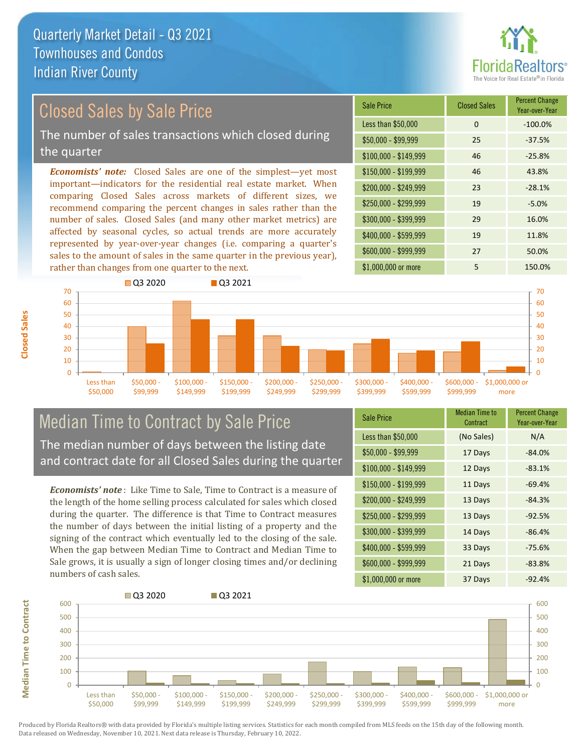# Quarterly Market Detail - Q3 2021
## Townhouses and Condos
## Indian River County

## Closed Sales by Sale Price

The number of sales transactions which closed during the quarter

***Economists' note:*** Closed Sales are one of the simplest—yet most important—indicators for the residential real estate market. When comparing Closed Sales across markets of different sizes, we recommend comparing the percent changes in sales rather than the number of sales. Closed Sales (and many other market metrics) are affected by seasonal cycles, so actual trends are more accurately represented by year-over-year changes (i.e. comparing a quarter's sales to the amount of sales in the same quarter in the previous year), rather than changes from one quarter to the next.

| Sale Price | Closed Sales | Percent Change Year-over-Year |
|---|---|---|
| Less than $50,000 | 0 | -100.0% |
| $50,000 - $99,999 | 25 | -37.5% |
| $100,000 - $149,999 | 46 | -25.8% |
| $150,000 - $199,999 | 46 | 43.8% |
| $200,000 - $249,999 | 23 | -28.1% |
| $250,000 - $299,999 | 19 | -5.0% |
| $300,000 - $399,999 | 29 | 16.0% |
| $400,000 - $599,999 | 19 | 11.8% |
| $600,000 - $999,999 | 27 | 50.0% |
| $1,000,000 or more | 5 | 150.0% |

## Median Time to Contract by Sale Price

The median number of days between the listing date and contract date for all Closed Sales during the quarter

***Economists' note*** : Like Time to Sale, Time to Contract is a measure of the length of the home selling process calculated for sales which closed during the quarter. The difference is that Time to Contract measures the number of days between the initial listing of a property and the signing of the contract which eventually led to the closing of the sale. When the gap between Median Time to Contract and Median Time to Sale grows, it is usually a sign of longer closing times and/or declining numbers of cash sales.

| Sale Price | Median Time to Contract | Percent Change Year-over-Year |
|---|---|---|
| Less than $50,000 | (No Sales) | N/A |
| $50,000 - $99,999 | 17 Days | -84.0% |
| $100,000 - $149,999 | 12 Days | -83.1% |
| $150,000 - $199,999 | 11 Days | -69.4% |
| $200,000 - $249,999 | 13 Days | -84.3% |
| $250,000 - $299,999 | 13 Days | -92.5% |
| $300,000 - $399,999 | 14 Days | -86.4% |
| $400,000 - $599,999 | 33 Days | -75.6% |
| $600,000 - $999,999 | 21 Days | -83.8% |
| $1,000,000 or more | 37 Days | -92.4% |

Produced by Florida Realtors® with data provided by Florida's multiple listing services. Statistics for each month compiled from MLS feeds on the 15th day of the following month. Data released on Wednesday, November 10, 2021. Next data release is Thursday, February 10, 2022.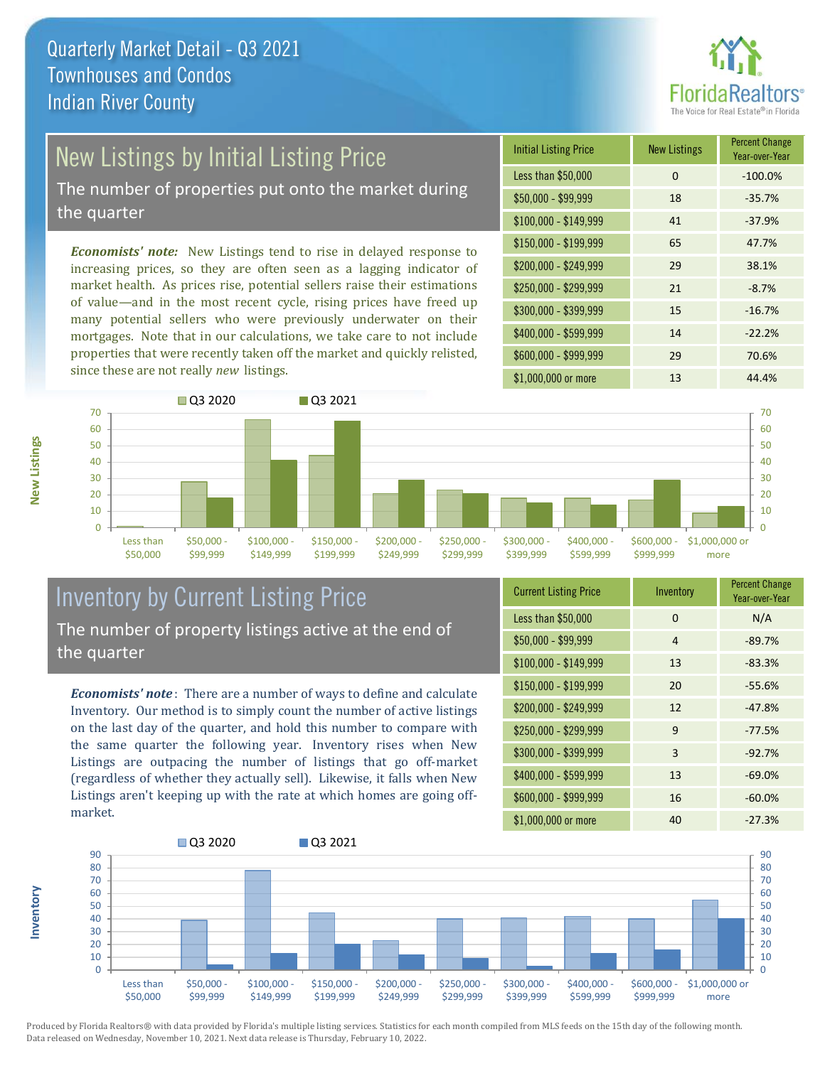# Quarterly Market Detail - Q3 2021
## Townhouses and Condos
## Indian River County

## New Listings by Initial Listing Price

The number of properties put onto the market during the quarter

*Economists' note:* New Listings tend to rise in delayed response to increasing prices, so they are often seen as a lagging indicator of market health. As prices rise, potential sellers raise their estimations of value—and in the most recent cycle, rising prices have freed up many potential sellers who were previously underwater on their mortgages. Note that in our calculations, we take care to not include properties that were recently taken off the market and quickly relisted, since these are not really *new* listings.

| Initial Listing Price | New Listings | Percent Change Year-over-Year |
|---|---|---|
| Less than $50,000 | 0 | -100.0% |
| $50,000 - $99,999 | 18 | -35.7% |
| $100,000 - $149,999 | 41 | -37.9% |
| $150,000 - $199,999 | 65 | 47.7% |
| $200,000 - $249,999 | 29 | 38.1% |
| $250,000 - $299,999 | 21 | -8.7% |
| $300,000 - $399,999 | 15 | -16.7% |
| $400,000 - $599,999 | 14 | -22.2% |
| $600,000 - $999,999 | 29 | 70.6% |
| $1,000,000 or more | 13 | 44.4% |

## Inventory by Current Listing Price

The number of property listings active at the end of the quarter

*Economists' note*: There are a number of ways to define and calculate Inventory. Our method is to simply count the number of active listings on the last day of the quarter, and hold this number to compare with the same quarter the following year. Inventory rises when New Listings are outpacing the number of listings that go off-market (regardless of whether they actually sell). Likewise, it falls when New Listings aren't keeping up with the rate at which homes are going off-market.

| Current Listing Price | Inventory | Percent Change Year-over-Year |
|---|---|---|
| Less than $50,000 | 0 | N/A |
| $50,000 - $99,999 | 4 | -89.7% |
| $100,000 - $149,999 | 13 | -83.3% |
| $150,000 - $199,999 | 20 | -55.6% |
| $200,000 - $249,999 | 12 | -47.8% |
| $250,000 - $299,999 | 9 | -77.5% |
| $300,000 - $399,999 | 3 | -92.7% |
| $400,000 - $599,999 | 13 | -69.0% |
| $600,000 - $999,999 | 16 | -60.0% |
| $1,000,000 or more | 40 | -27.3% |

Produced by Florida Realtors® with data provided by Florida's multiple listing services. Statistics for each month compiled from MLS feeds on the 15th day of the following month. Data released on Wednesday, November 10, 2021. Next data release is Thursday, February 10, 2022.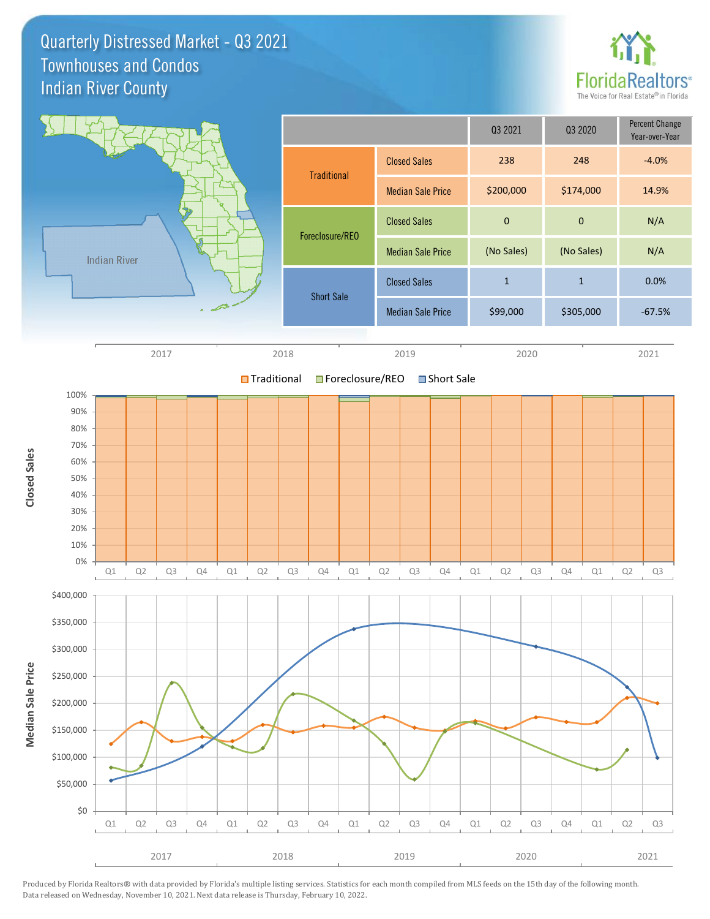# Quarterly Distressed Market - Q3 2021
## Townhouses and Condos
## Indian River County

FloridaRealtors®
The Voice for Real Estate® in Florida

Indian River

| | | Q3 2021 | Q3 2020 | Percent Change Year-over-Year |
|---|---|---|---|---|
| Traditional | Closed Sales | 238 | 248 | -4.0% |
| | Median Sale Price | $200,000 | $174,000 | 14.9% |
| Foreclosure/REO | Closed Sales | 0 | 0 | N/A |
| | Median Sale Price | (No Sales) | (No Sales) | N/A |
| Short Sale | Closed Sales | 1 | 1 | 0.0% |
| | Median Sale Price | $99,000 | $305,000 | -67.5% |

2017 2018 2019 2020 2021

Traditional Foreclosure/REO Short Sale

Closed Sales

100% 90% 80% 70% 60% 50% 40% 30% 20% 10% 0%

Q1 Q2 Q3 Q4 Q1 Q2 Q3 Q4 Q1 Q2 Q3 Q4 Q1 Q2 Q3 Q4 Q1 Q2 Q3

Median Sale Price

$400,000 $350,000 $300,000 $250,000 $200,000 $150,000 $100,000 $50,000 $0

Q1 Q2 Q3 Q4 Q1 Q2 Q3 Q4 Q1 Q2 Q3 Q4 Q1 Q2 Q3 Q4 Q1 Q2 Q3

2017 2018 2019 2020 2021

Produced by Florida Realtors® with data provided by Florida's multiple listing services. Statistics for each month compiled from MLS feeds on the 15th day of the following month. Data released on Wednesday, November 10, 2021. Next data release is Thursday, February 10, 2022.